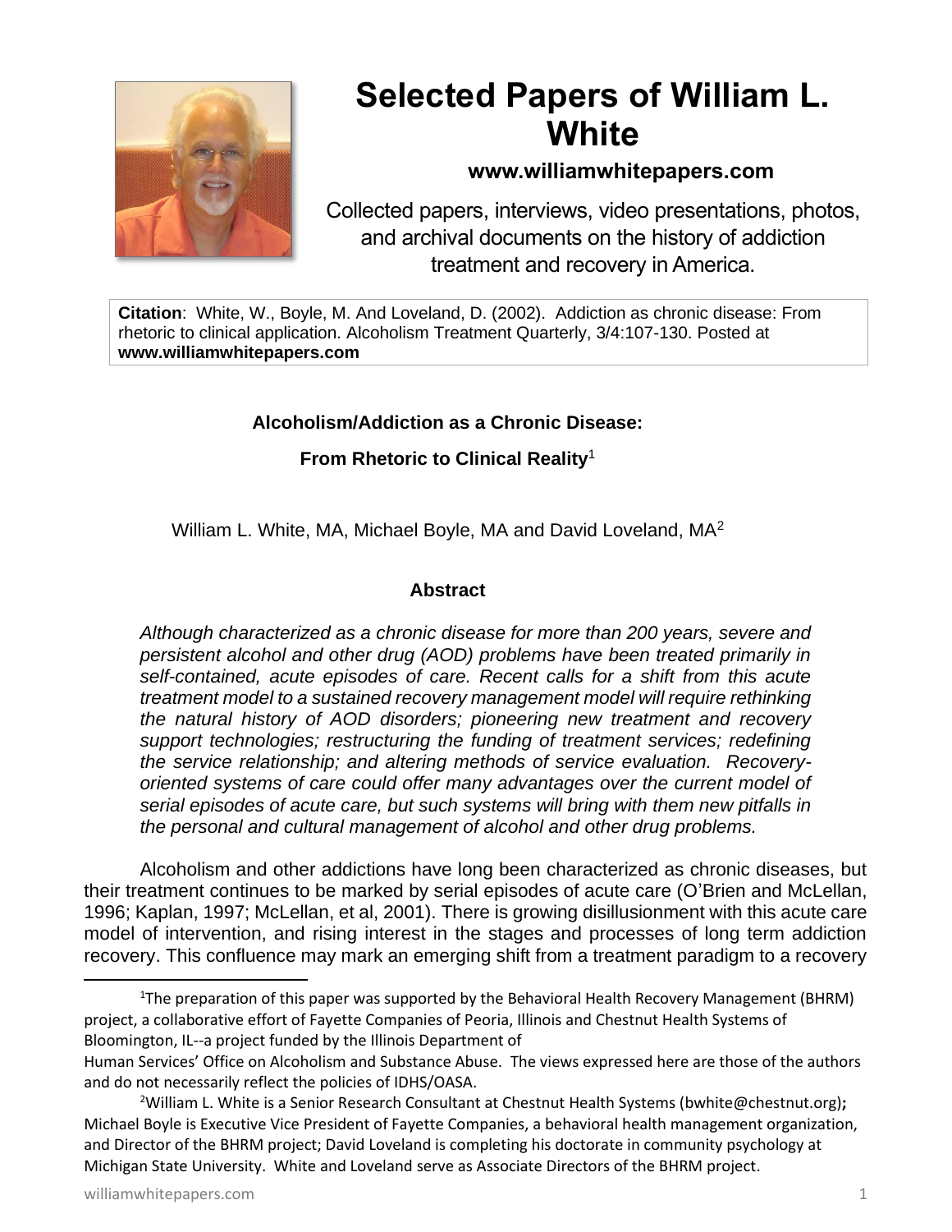# Selected Papers of William L. White

**www.williamwhitepapers.com**

Collected papers, interviews, video presentations, photos, and archival documents on the history of addiction treatment and recovery in America.

**Citation**: White, W., Boyle, M. And Loveland, D. (2002). Addiction as chronic disease: From rhetoric to clinical application. Alcoholism Treatment Quarterly, 3/4:107-130. Posted at **www.williamwhitepapers.com**

## Alcoholism/Addiction as a Chronic Disease: From Rhetoric to Clinical Reality[1]

William L. White, MA, Michael Boyle, MA and David Loveland, MA[2]

### Abstract

*Although characterized as a chronic disease for more than 200 years, severe and persistent alcohol and other drug (AOD) problems have been treated primarily in self-contained, acute episodes of care. Recent calls for a shift from this acute treatment model to a sustained recovery management model will require rethinking the natural history of AOD disorders; pioneering new treatment and recovery support technologies; restructuring the funding of treatment services; redefining the service relationship; and altering methods of service evaluation. Recovery-oriented systems of care could offer many advantages over the current model of serial episodes of acute care, but such systems will bring with them new pitfalls in the personal and cultural management of alcohol and other drug problems.*

Alcoholism and other addictions have long been characterized as chronic diseases, but their treatment continues to be marked by serial episodes of acute care (O'Brien and McLellan, 1996; Kaplan, 1997; McLellan, et al, 2001). There is growing disillusionment with this acute care model of intervention, and rising interest in the stages and processes of long term addiction recovery. This confluence may mark an emerging shift from a treatment paradigm to a recovery

---

[1] The preparation of this paper was supported by the Behavioral Health Recovery Management (BHRM) project, a collaborative effort of Fayette Companies of Peoria, Illinois and Chestnut Health Systems of Bloomington, IL--a project funded by the Illinois Department of Human Services' Office on Alcoholism and Substance Abuse. The views expressed here are those of the authors and do not necessarily reflect the policies of IDHS/OASA.

[2] William L. White is a Senior Research Consultant at Chestnut Health Systems (bwhite@chestnut.org); Michael Boyle is Executive Vice President of Fayette Companies, a behavioral health management organization, and Director of the BHRM project; David Loveland is completing his doctorate in community psychology at Michigan State University. White and Loveland serve as Associate Directors of the BHRM project.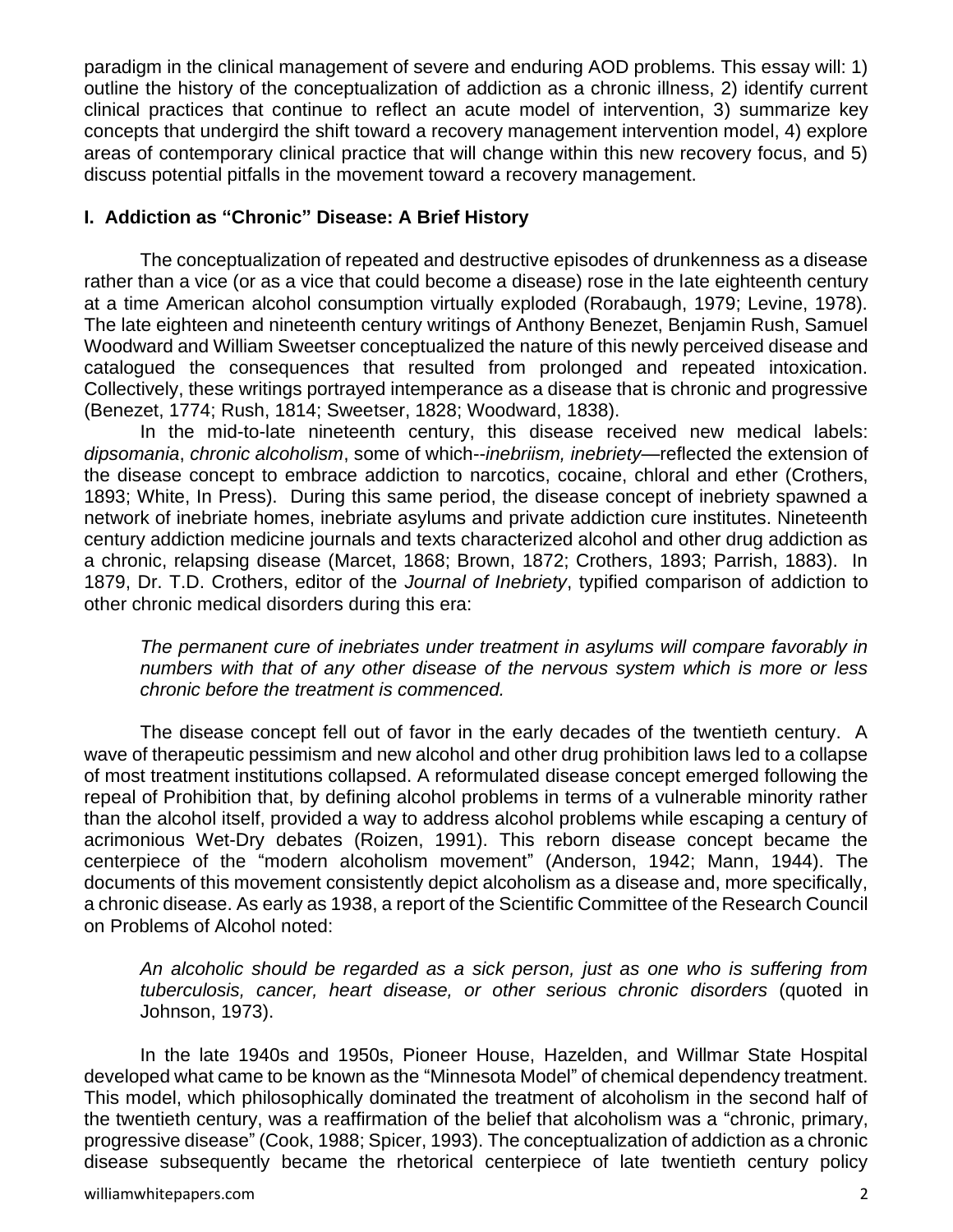paradigm in the clinical management of severe and enduring AOD problems. This essay will: 1) outline the history of the conceptualization of addiction as a chronic illness, 2) identify current clinical practices that continue to reflect an acute model of intervention, 3) summarize key concepts that undergird the shift toward a recovery management intervention model, 4) explore areas of contemporary clinical practice that will change within this new recovery focus, and 5) discuss potential pitfalls in the movement toward a recovery management.

## I. Addiction as "Chronic" Disease: A Brief History

The conceptualization of repeated and destructive episodes of drunkenness as a disease rather than a vice (or as a vice that could become a disease) rose in the late eighteenth century at a time American alcohol consumption virtually exploded (Rorabaugh, 1979; Levine, 1978). The late eighteen and nineteenth century writings of Anthony Benezet, Benjamin Rush, Samuel Woodward and William Sweetser conceptualized the nature of this newly perceived disease and catalogued the consequences that resulted from prolonged and repeated intoxication. Collectively, these writings portrayed intemperance as a disease that is chronic and progressive (Benezet, 1774; Rush, 1814; Sweetser, 1828; Woodward, 1838).

In the mid-to-late nineteenth century, this disease received new medical labels: *dipsomania*, *chronic alcoholism*, some of which--*inebriism, inebriety*—reflected the extension of the disease concept to embrace addiction to narcotics, cocaine, chloral and ether (Crothers, 1893; White, In Press). During this same period, the disease concept of inebriety spawned a network of inebriate homes, inebriate asylums and private addiction cure institutes. Nineteenth century addiction medicine journals and texts characterized alcohol and other drug addiction as a chronic, relapsing disease (Marcet, 1868; Brown, 1872; Crothers, 1893; Parrish, 1883). In 1879, Dr. T.D. Crothers, editor of the *Journal of Inebriety*, typified comparison of addiction to other chronic medical disorders during this era:

> *The permanent cure of inebriates under treatment in asylums will compare favorably in numbers with that of any other disease of the nervous system which is more or less chronic before the treatment is commenced.*

The disease concept fell out of favor in the early decades of the twentieth century. A wave of therapeutic pessimism and new alcohol and other drug prohibition laws led to a collapse of most treatment institutions collapsed. A reformulated disease concept emerged following the repeal of Prohibition that, by defining alcohol problems in terms of a vulnerable minority rather than the alcohol itself, provided a way to address alcohol problems while escaping a century of acrimonious Wet-Dry debates (Roizen, 1991). This reborn disease concept became the centerpiece of the "modern alcoholism movement" (Anderson, 1942; Mann, 1944). The documents of this movement consistently depict alcoholism as a disease and, more specifically, a chronic disease. As early as 1938, a report of the Scientific Committee of the Research Council on Problems of Alcohol noted:

> *An alcoholic should be regarded as a sick person, just as one who is suffering from tuberculosis, cancer, heart disease, or other serious chronic disorders* (quoted in Johnson, 1973).

In the late 1940s and 1950s, Pioneer House, Hazelden, and Willmar State Hospital developed what came to be known as the "Minnesota Model" of chemical dependency treatment. This model, which philosophically dominated the treatment of alcoholism in the second half of the twentieth century, was a reaffirmation of the belief that alcoholism was a "chronic, primary, progressive disease" (Cook, 1988; Spicer, 1993). The conceptualization of addiction as a chronic disease subsequently became the rhetorical centerpiece of late twentieth century policy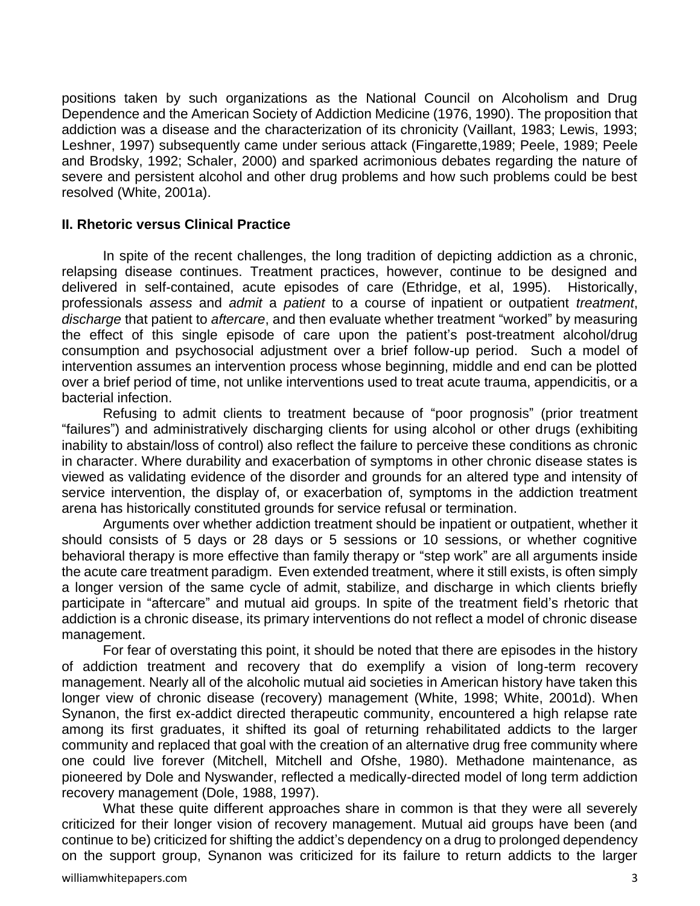positions taken by such organizations as the National Council on Alcoholism and Drug Dependence and the American Society of Addiction Medicine (1976, 1990). The proposition that addiction was a disease and the characterization of its chronicity (Vaillant, 1983; Lewis, 1993; Leshner, 1997) subsequently came under serious attack (Fingarette,1989; Peele, 1989; Peele and Brodsky, 1992; Schaler, 2000) and sparked acrimonious debates regarding the nature of severe and persistent alcohol and other drug problems and how such problems could be best resolved (White, 2001a).

## II. Rhetoric versus Clinical Practice

In spite of the recent challenges, the long tradition of depicting addiction as a chronic, relapsing disease continues. Treatment practices, however, continue to be designed and delivered in self-contained, acute episodes of care (Ethridge, et al, 1995). Historically, professionals *assess* and *admit* a *patient* to a course of inpatient or outpatient *treatment*, *discharge* that patient to *aftercare*, and then evaluate whether treatment "worked" by measuring the effect of this single episode of care upon the patient's post-treatment alcohol/drug consumption and psychosocial adjustment over a brief follow-up period. Such a model of intervention assumes an intervention process whose beginning, middle and end can be plotted over a brief period of time, not unlike interventions used to treat acute trauma, appendicitis, or a bacterial infection.

Refusing to admit clients to treatment because of "poor prognosis" (prior treatment "failures") and administratively discharging clients for using alcohol or other drugs (exhibiting inability to abstain/loss of control) also reflect the failure to perceive these conditions as chronic in character. Where durability and exacerbation of symptoms in other chronic disease states is viewed as validating evidence of the disorder and grounds for an altered type and intensity of service intervention, the display of, or exacerbation of, symptoms in the addiction treatment arena has historically constituted grounds for service refusal or termination.

Arguments over whether addiction treatment should be inpatient or outpatient, whether it should consists of 5 days or 28 days or 5 sessions or 10 sessions, or whether cognitive behavioral therapy is more effective than family therapy or "step work" are all arguments inside the acute care treatment paradigm. Even extended treatment, where it still exists, is often simply a longer version of the same cycle of admit, stabilize, and discharge in which clients briefly participate in "aftercare" and mutual aid groups. In spite of the treatment field's rhetoric that addiction is a chronic disease, its primary interventions do not reflect a model of chronic disease management.

For fear of overstating this point, it should be noted that there are episodes in the history of addiction treatment and recovery that do exemplify a vision of long-term recovery management. Nearly all of the alcoholic mutual aid societies in American history have taken this longer view of chronic disease (recovery) management (White, 1998; White, 2001d). When Synanon, the first ex-addict directed therapeutic community, encountered a high relapse rate among its first graduates, it shifted its goal of returning rehabilitated addicts to the larger community and replaced that goal with the creation of an alternative drug free community where one could live forever (Mitchell, Mitchell and Ofshe, 1980). Methadone maintenance, as pioneered by Dole and Nyswander, reflected a medically-directed model of long term addiction recovery management (Dole, 1988, 1997).

What these quite different approaches share in common is that they were all severely criticized for their longer vision of recovery management. Mutual aid groups have been (and continue to be) criticized for shifting the addict's dependency on a drug to prolonged dependency on the support group, Synanon was criticized for its failure to return addicts to the larger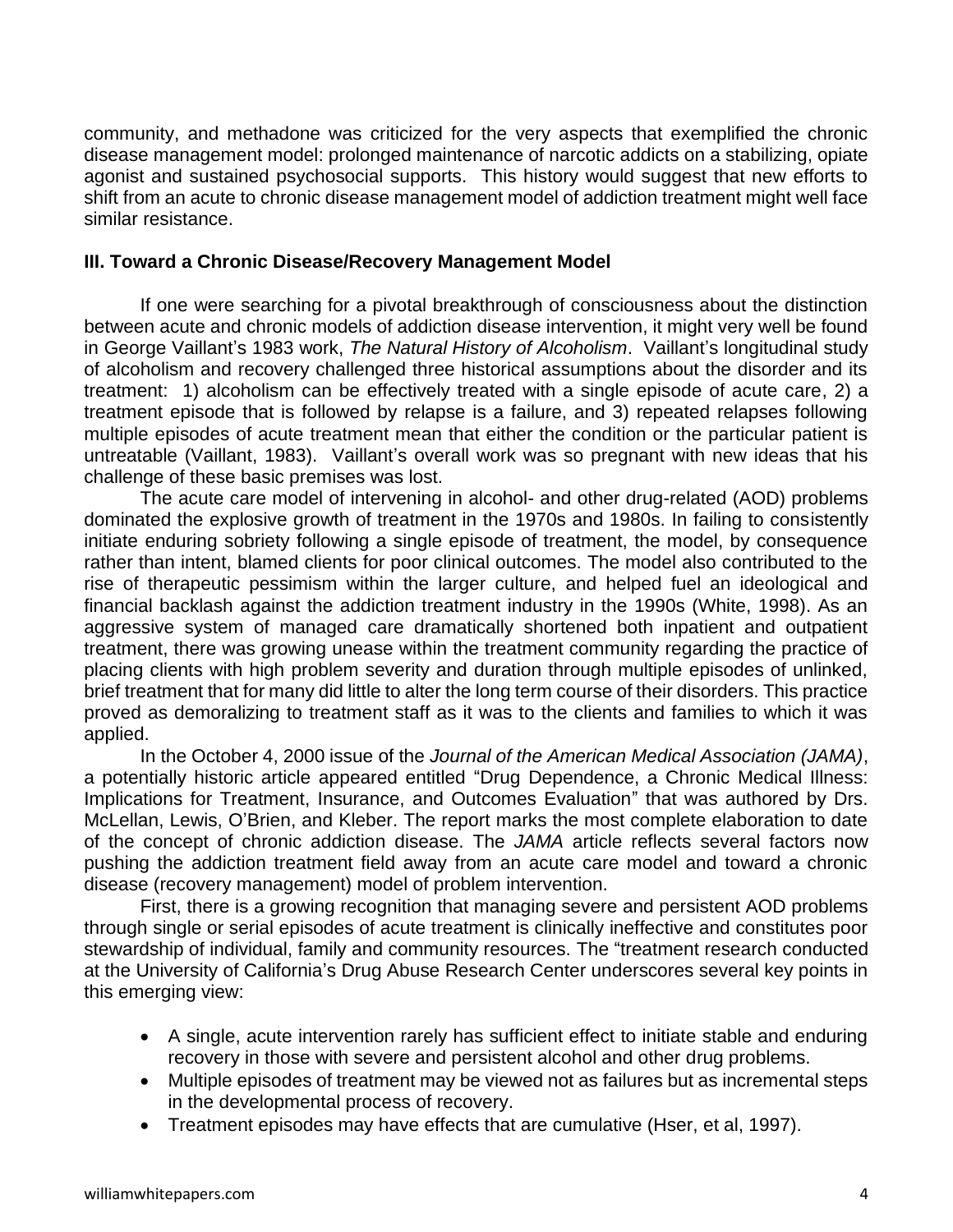community, and methadone was criticized for the very aspects that exemplified the chronic disease management model: prolonged maintenance of narcotic addicts on a stabilizing, opiate agonist and sustained psychosocial supports. This history would suggest that new efforts to shift from an acute to chronic disease management model of addiction treatment might well face similar resistance.

### III. Toward a Chronic Disease/Recovery Management Model

If one were searching for a pivotal breakthrough of consciousness about the distinction between acute and chronic models of addiction disease intervention, it might very well be found in George Vaillant's 1983 work, *The Natural History of Alcoholism*. Vaillant's longitudinal study of alcoholism and recovery challenged three historical assumptions about the disorder and its treatment: 1) alcoholism can be effectively treated with a single episode of acute care, 2) a treatment episode that is followed by relapse is a failure, and 3) repeated relapses following multiple episodes of acute treatment mean that either the condition or the particular patient is untreatable (Vaillant, 1983). Vaillant's overall work was so pregnant with new ideas that his challenge of these basic premises was lost.

The acute care model of intervening in alcohol- and other drug-related (AOD) problems dominated the explosive growth of treatment in the 1970s and 1980s. In failing to consistently initiate enduring sobriety following a single episode of treatment, the model, by consequence rather than intent, blamed clients for poor clinical outcomes. The model also contributed to the rise of therapeutic pessimism within the larger culture, and helped fuel an ideological and financial backlash against the addiction treatment industry in the 1990s (White, 1998). As an aggressive system of managed care dramatically shortened both inpatient and outpatient treatment, there was growing unease within the treatment community regarding the practice of placing clients with high problem severity and duration through multiple episodes of unlinked, brief treatment that for many did little to alter the long term course of their disorders. This practice proved as demoralizing to treatment staff as it was to the clients and families to which it was applied.

In the October 4, 2000 issue of the *Journal of the American Medical Association (JAMA)*, a potentially historic article appeared entitled "Drug Dependence, a Chronic Medical Illness: Implications for Treatment, Insurance, and Outcomes Evaluation" that was authored by Drs. McLellan, Lewis, O'Brien, and Kleber. The report marks the most complete elaboration to date of the concept of chronic addiction disease. The *JAMA* article reflects several factors now pushing the addiction treatment field away from an acute care model and toward a chronic disease (recovery management) model of problem intervention.

First, there is a growing recognition that managing severe and persistent AOD problems through single or serial episodes of acute treatment is clinically ineffective and constitutes poor stewardship of individual, family and community resources. The "treatment research conducted at the University of California's Drug Abuse Research Center underscores several key points in this emerging view:

- A single, acute intervention rarely has sufficient effect to initiate stable and enduring recovery in those with severe and persistent alcohol and other drug problems.
- Multiple episodes of treatment may be viewed not as failures but as incremental steps in the developmental process of recovery.
- Treatment episodes may have effects that are cumulative (Hser, et al, 1997).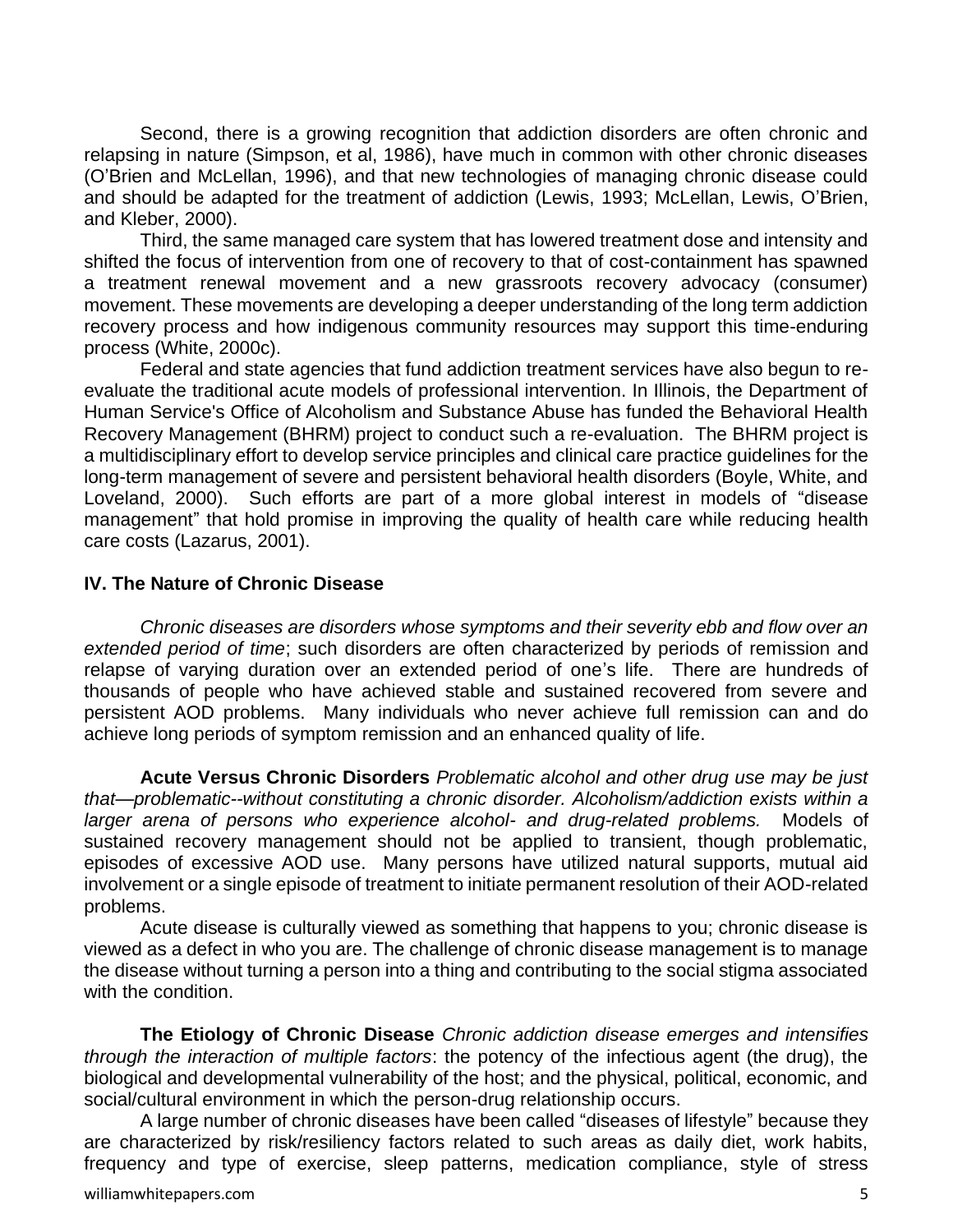Second, there is a growing recognition that addiction disorders are often chronic and relapsing in nature (Simpson, et al, 1986), have much in common with other chronic diseases (O'Brien and McLellan, 1996), and that new technologies of managing chronic disease could and should be adapted for the treatment of addiction (Lewis, 1993; McLellan, Lewis, O'Brien, and Kleber, 2000).

Third, the same managed care system that has lowered treatment dose and intensity and shifted the focus of intervention from one of recovery to that of cost-containment has spawned a treatment renewal movement and a new grassroots recovery advocacy (consumer) movement. These movements are developing a deeper understanding of the long term addiction recovery process and how indigenous community resources may support this time-enduring process (White, 2000c).

Federal and state agencies that fund addiction treatment services have also begun to re-evaluate the traditional acute models of professional intervention. In Illinois, the Department of Human Service's Office of Alcoholism and Substance Abuse has funded the Behavioral Health Recovery Management (BHRM) project to conduct such a re-evaluation. The BHRM project is a multidisciplinary effort to develop service principles and clinical care practice guidelines for the long-term management of severe and persistent behavioral health disorders (Boyle, White, and Loveland, 2000). Such efforts are part of a more global interest in models of "disease management" that hold promise in improving the quality of health care while reducing health care costs (Lazarus, 2001).

## IV. The Nature of Chronic Disease

*Chronic diseases are disorders whose symptoms and their severity ebb and flow over an extended period of time*; such disorders are often characterized by periods of remission and relapse of varying duration over an extended period of one's life. There are hundreds of thousands of people who have achieved stable and sustained recovered from severe and persistent AOD problems. Many individuals who never achieve full remission can and do achieve long periods of symptom remission and an enhanced quality of life.

**Acute Versus Chronic Disorders** *Problematic alcohol and other drug use may be just that—problematic--without constituting a chronic disorder. Alcoholism/addiction exists within a larger arena of persons who experience alcohol- and drug-related problems.* Models of sustained recovery management should not be applied to transient, though problematic, episodes of excessive AOD use. Many persons have utilized natural supports, mutual aid involvement or a single episode of treatment to initiate permanent resolution of their AOD-related problems.

Acute disease is culturally viewed as something that happens to you; chronic disease is viewed as a defect in who you are. The challenge of chronic disease management is to manage the disease without turning a person into a thing and contributing to the social stigma associated with the condition.

**The Etiology of Chronic Disease** *Chronic addiction disease emerges and intensifies through the interaction of multiple factors*: the potency of the infectious agent (the drug), the biological and developmental vulnerability of the host; and the physical, political, economic, and social/cultural environment in which the person-drug relationship occurs.

A large number of chronic diseases have been called "diseases of lifestyle" because they are characterized by risk/resiliency factors related to such areas as daily diet, work habits, frequency and type of exercise, sleep patterns, medication compliance, style of stress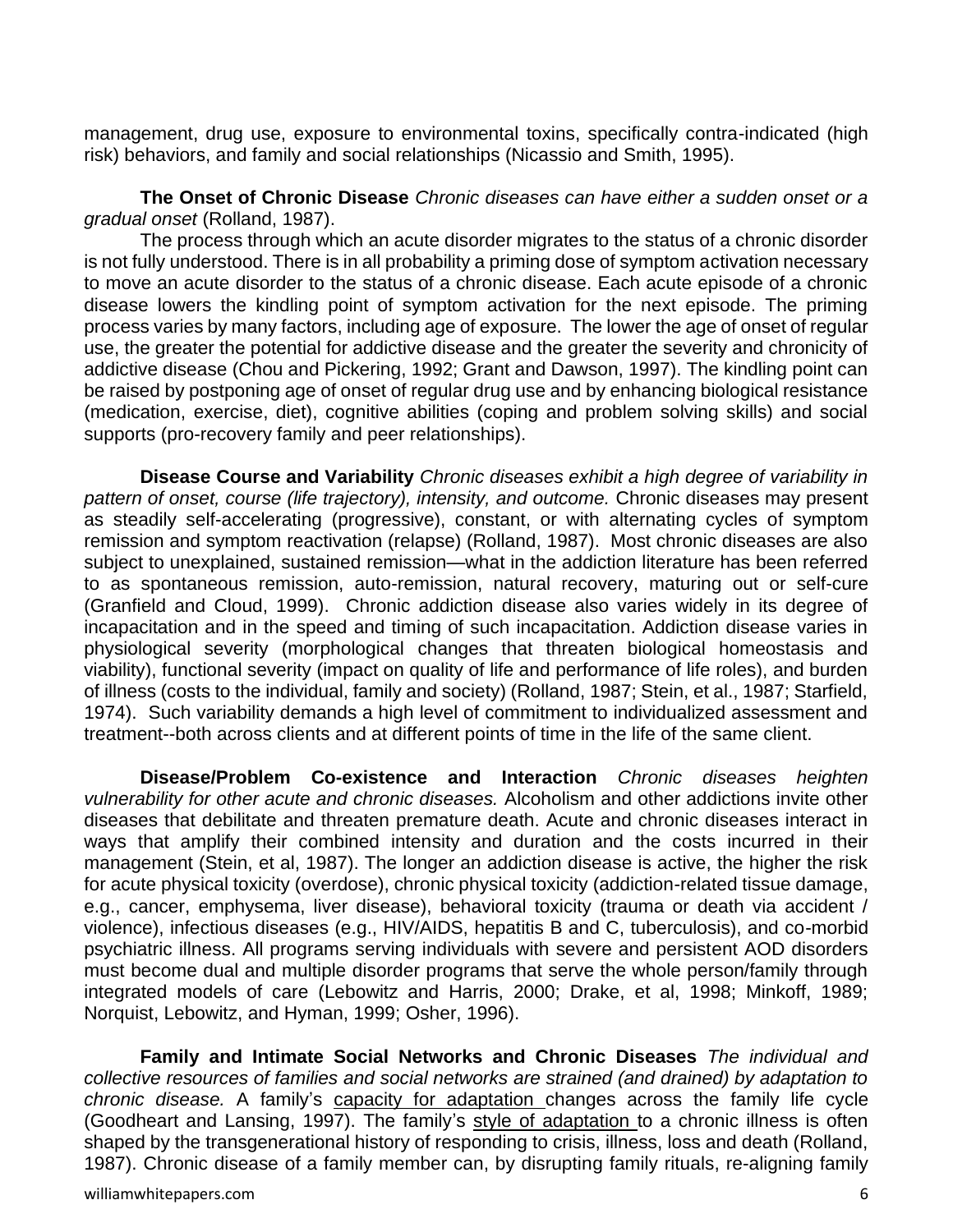management, drug use, exposure to environmental toxins, specifically contra-indicated (high risk) behaviors, and family and social relationships (Nicassio and Smith, 1995).

**The Onset of Chronic Disease** *Chronic diseases can have either a sudden onset or a gradual onset* (Rolland, 1987).

The process through which an acute disorder migrates to the status of a chronic disorder is not fully understood. There is in all probability a priming dose of symptom activation necessary to move an acute disorder to the status of a chronic disease. Each acute episode of a chronic disease lowers the kindling point of symptom activation for the next episode. The priming process varies by many factors, including age of exposure. The lower the age of onset of regular use, the greater the potential for addictive disease and the greater the severity and chronicity of addictive disease (Chou and Pickering, 1992; Grant and Dawson, 1997). The kindling point can be raised by postponing age of onset of regular drug use and by enhancing biological resistance (medication, exercise, diet), cognitive abilities (coping and problem solving skills) and social supports (pro-recovery family and peer relationships).

**Disease Course and Variability** *Chronic diseases exhibit a high degree of variability in pattern of onset, course (life trajectory), intensity, and outcome.* Chronic diseases may present as steadily self-accelerating (progressive), constant, or with alternating cycles of symptom remission and symptom reactivation (relapse) (Rolland, 1987). Most chronic diseases are also subject to unexplained, sustained remission—what in the addiction literature has been referred to as spontaneous remission, auto-remission, natural recovery, maturing out or self-cure (Granfield and Cloud, 1999). Chronic addiction disease also varies widely in its degree of incapacitation and in the speed and timing of such incapacitation. Addiction disease varies in physiological severity (morphological changes that threaten biological homeostasis and viability), functional severity (impact on quality of life and performance of life roles), and burden of illness (costs to the individual, family and society) (Rolland, 1987; Stein, et al., 1987; Starfield, 1974). Such variability demands a high level of commitment to individualized assessment and treatment--both across clients and at different points of time in the life of the same client.

**Disease/Problem Co-existence and Interaction** *Chronic diseases heighten vulnerability for other acute and chronic diseases.* Alcoholism and other addictions invite other diseases that debilitate and threaten premature death. Acute and chronic diseases interact in ways that amplify their combined intensity and duration and the costs incurred in their management (Stein, et al, 1987). The longer an addiction disease is active, the higher the risk for acute physical toxicity (overdose), chronic physical toxicity (addiction-related tissue damage, e.g., cancer, emphysema, liver disease), behavioral toxicity (trauma or death via accident / violence), infectious diseases (e.g., HIV/AIDS, hepatitis B and C, tuberculosis), and co-morbid psychiatric illness. All programs serving individuals with severe and persistent AOD disorders must become dual and multiple disorder programs that serve the whole person/family through integrated models of care (Lebowitz and Harris, 2000; Drake, et al, 1998; Minkoff, 1989; Norquist, Lebowitz, and Hyman, 1999; Osher, 1996).

**Family and Intimate Social Networks and Chronic Diseases** *The individual and collective resources of families and social networks are strained (and drained) by adaptation to chronic disease.* A family's <u>capacity for adaptation</u> changes across the family life cycle (Goodheart and Lansing, 1997). The family's <u>style of adaptation</u> to a chronic illness is often shaped by the transgenerational history of responding to crisis, illness, loss and death (Rolland, 1987). Chronic disease of a family member can, by disrupting family rituals, re-aligning family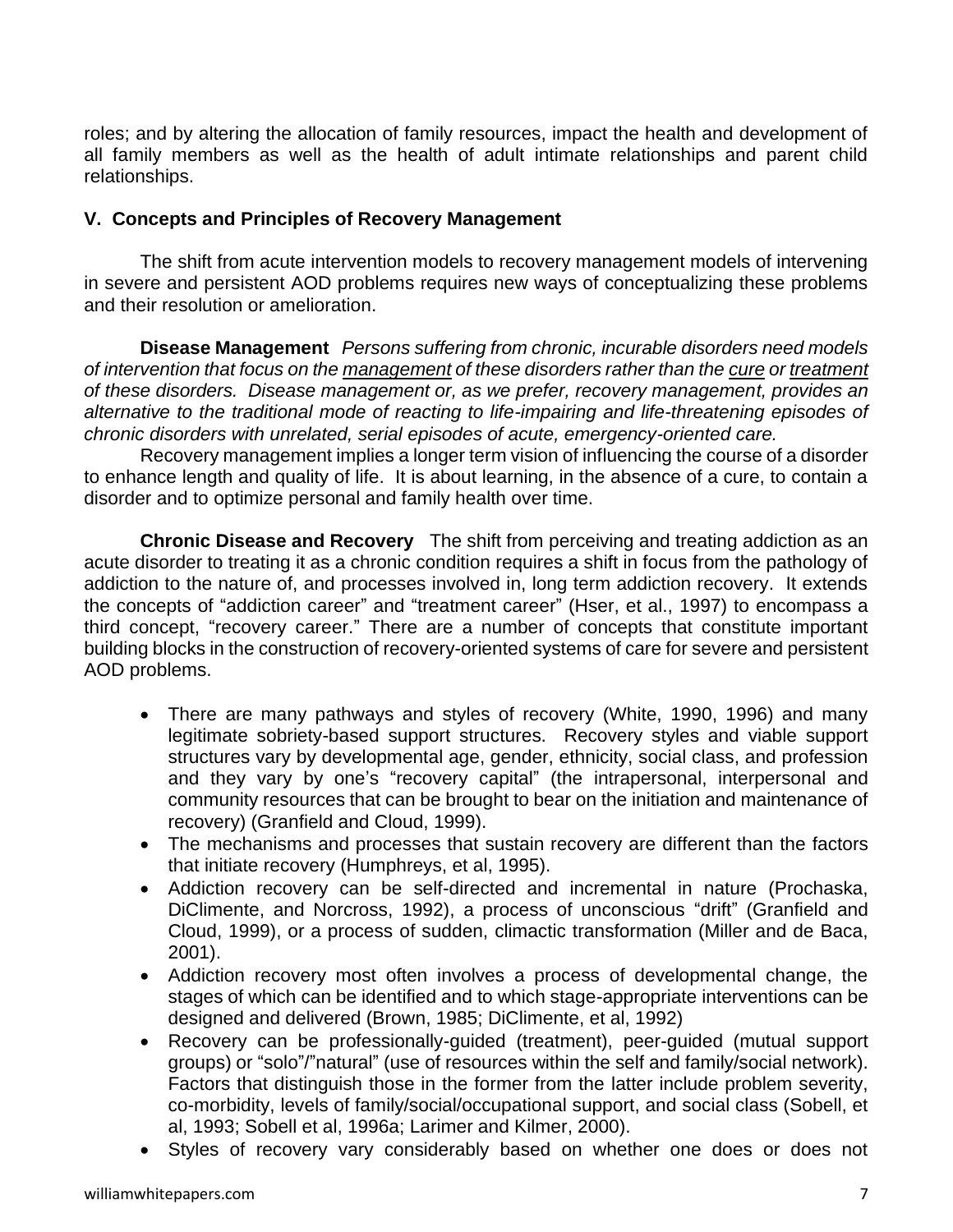roles; and by altering the allocation of family resources, impact the health and development of all family members as well as the health of adult intimate relationships and parent child relationships.

## V. Concepts and Principles of Recovery Management

The shift from acute intervention models to recovery management models of intervening in severe and persistent AOD problems requires new ways of conceptualizing these problems and their resolution or amelioration.

**Disease Management** *Persons suffering from chronic, incurable disorders need models of intervention that focus on the* *<u>management</u>* *of these disorders rather than the* *<u>cure</u>* *or* *<u>treatment</u>* *of these disorders. Disease management or, as we prefer, recovery management, provides an alternative to the traditional mode of reacting to life-impairing and life-threatening episodes of chronic disorders with unrelated, serial episodes of acute, emergency-oriented care.*

Recovery management implies a longer term vision of influencing the course of a disorder to enhance length and quality of life. It is about learning, in the absence of a cure, to contain a disorder and to optimize personal and family health over time.

**Chronic Disease and Recovery** The shift from perceiving and treating addiction as an acute disorder to treating it as a chronic condition requires a shift in focus from the pathology of addiction to the nature of, and processes involved in, long term addiction recovery. It extends the concepts of "addiction career" and "treatment career" (Hser, et al., 1997) to encompass a third concept, "recovery career." There are a number of concepts that constitute important building blocks in the construction of recovery-oriented systems of care for severe and persistent AOD problems.

- There are many pathways and styles of recovery (White, 1990, 1996) and many legitimate sobriety-based support structures. Recovery styles and viable support structures vary by developmental age, gender, ethnicity, social class, and profession and they vary by one's "recovery capital" (the intrapersonal, interpersonal and community resources that can be brought to bear on the initiation and maintenance of recovery) (Granfield and Cloud, 1999).
- The mechanisms and processes that sustain recovery are different than the factors that initiate recovery (Humphreys, et al, 1995).
- Addiction recovery can be self-directed and incremental in nature (Prochaska, DiClimente, and Norcross, 1992), a process of unconscious "drift" (Granfield and Cloud, 1999), or a process of sudden, climactic transformation (Miller and de Baca, 2001).
- Addiction recovery most often involves a process of developmental change, the stages of which can be identified and to which stage-appropriate interventions can be designed and delivered (Brown, 1985; DiClimente, et al, 1992)
- Recovery can be professionally-guided (treatment), peer-guided (mutual support groups) or "solo"/"natural" (use of resources within the self and family/social network). Factors that distinguish those in the former from the latter include problem severity, co-morbidity, levels of family/social/occupational support, and social class (Sobell, et al, 1993; Sobell et al, 1996a; Larimer and Kilmer, 2000).
- Styles of recovery vary considerably based on whether one does or does not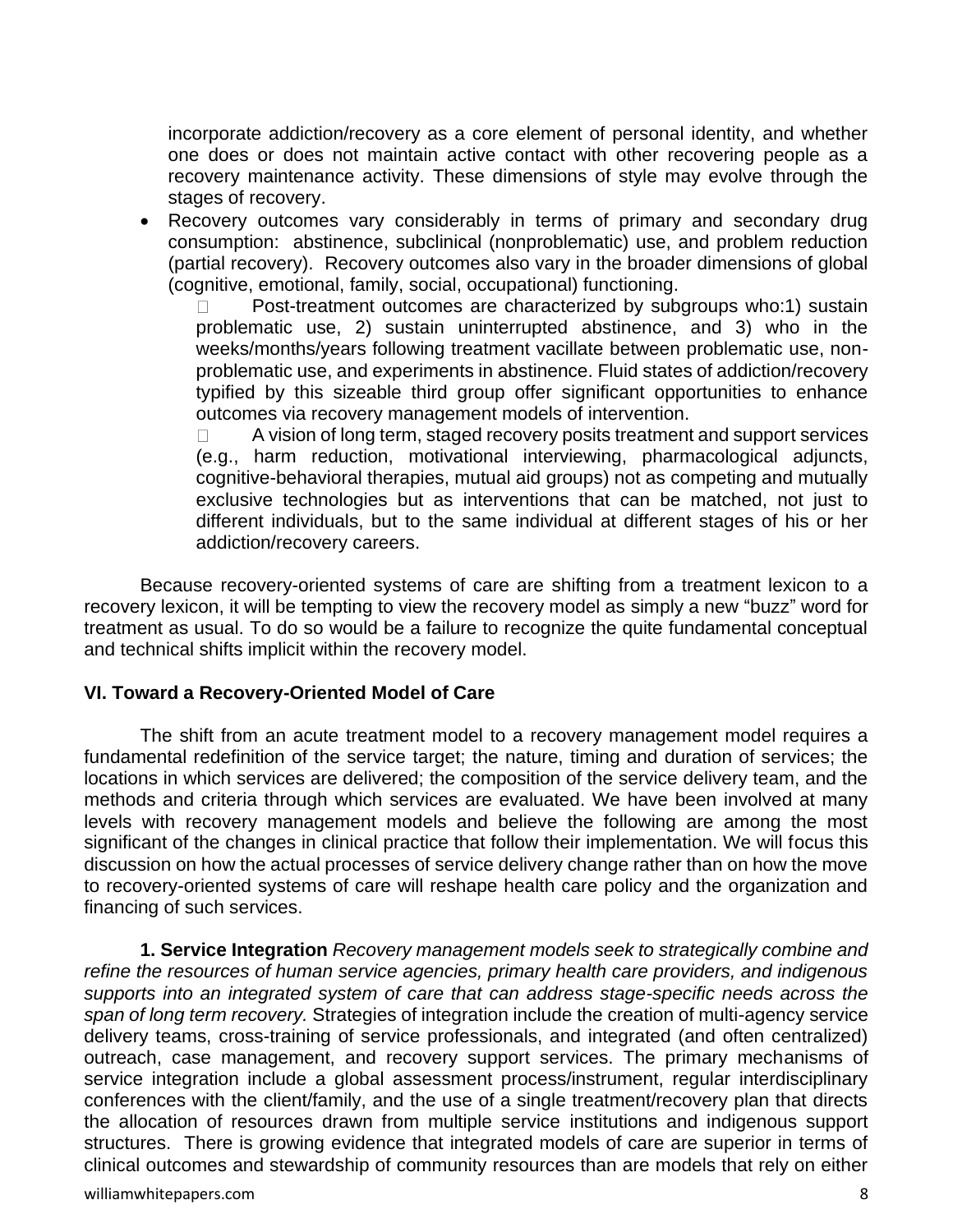incorporate addiction/recovery as a core element of personal identity, and whether one does or does not maintain active contact with other recovering people as a recovery maintenance activity. These dimensions of style may evolve through the stages of recovery.

- Recovery outcomes vary considerably in terms of primary and secondary drug consumption: abstinence, subclinical (nonproblematic) use, and problem reduction (partial recovery). Recovery outcomes also vary in the broader dimensions of global (cognitive, emotional, family, social, occupational) functioning.
    - Post-treatment outcomes are characterized by subgroups who:1) sustain problematic use, 2) sustain uninterrupted abstinence, and 3) who in the weeks/months/years following treatment vacillate between problematic use, non-problematic use, and experiments in abstinence. Fluid states of addiction/recovery typified by this sizeable third group offer significant opportunities to enhance outcomes via recovery management models of intervention.
    - A vision of long term, staged recovery posits treatment and support services (e.g., harm reduction, motivational interviewing, pharmacological adjuncts, cognitive-behavioral therapies, mutual aid groups) not as competing and mutually exclusive technologies but as interventions that can be matched, not just to different individuals, but to the same individual at different stages of his or her addiction/recovery careers.

Because recovery-oriented systems of care are shifting from a treatment lexicon to a recovery lexicon, it will be tempting to view the recovery model as simply a new "buzz" word for treatment as usual. To do so would be a failure to recognize the quite fundamental conceptual and technical shifts implicit within the recovery model.

## VI. Toward a Recovery-Oriented Model of Care

The shift from an acute treatment model to a recovery management model requires a fundamental redefinition of the service target; the nature, timing and duration of services; the locations in which services are delivered; the composition of the service delivery team, and the methods and criteria through which services are evaluated. We have been involved at many levels with recovery management models and believe the following are among the most significant of the changes in clinical practice that follow their implementation. We will focus this discussion on how the actual processes of service delivery change rather than on how the move to recovery-oriented systems of care will reshape health care policy and the organization and financing of such services.

**1. Service Integration** *Recovery management models seek to strategically combine and refine the resources of human service agencies, primary health care providers, and indigenous supports into an integrated system of care that can address stage-specific needs across the span of long term recovery.* Strategies of integration include the creation of multi-agency service delivery teams, cross-training of service professionals, and integrated (and often centralized) outreach, case management, and recovery support services. The primary mechanisms of service integration include a global assessment process/instrument, regular interdisciplinary conferences with the client/family, and the use of a single treatment/recovery plan that directs the allocation of resources drawn from multiple service institutions and indigenous support structures. There is growing evidence that integrated models of care are superior in terms of clinical outcomes and stewardship of community resources than are models that rely on either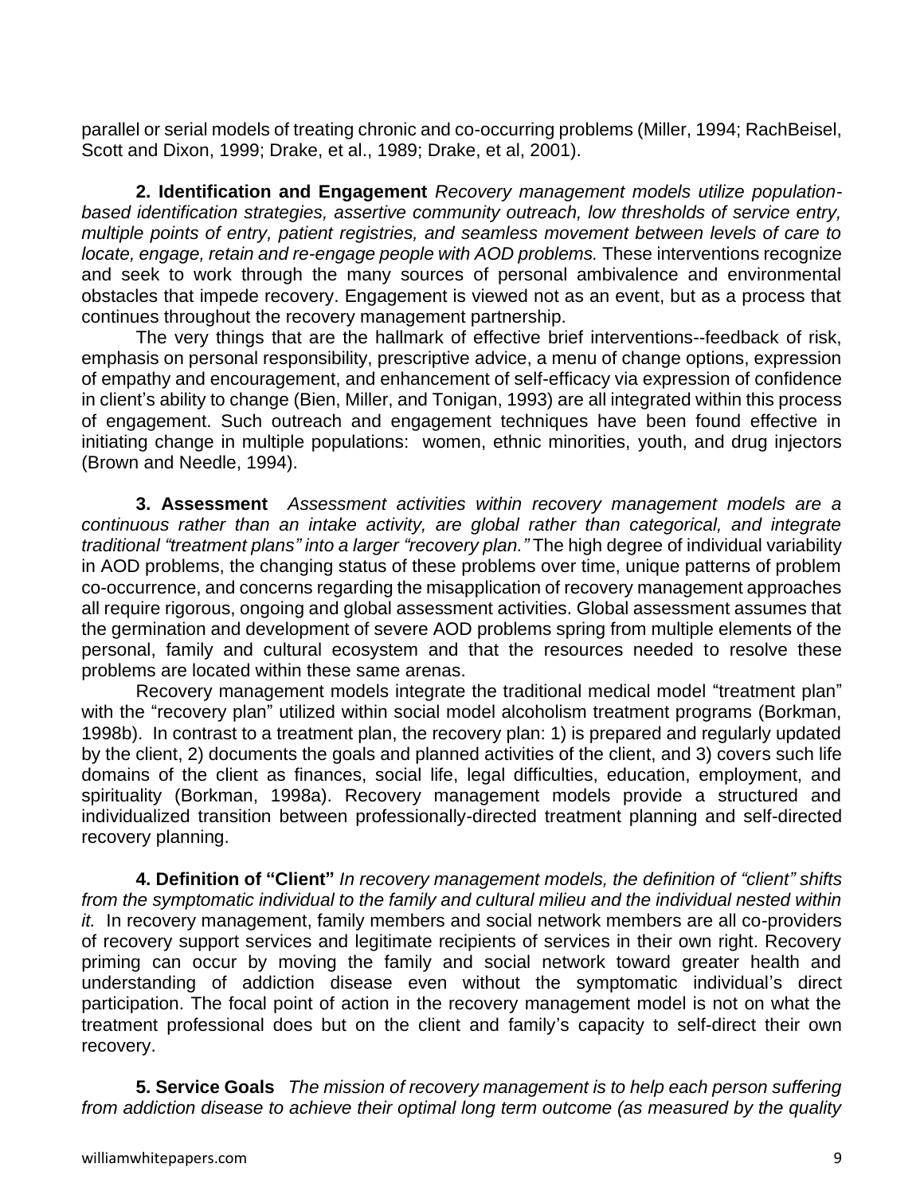parallel or serial models of treating chronic and co-occurring problems (Miller, 1994; RachBeisel, Scott and Dixon, 1999; Drake, et al., 1989; Drake, et al, 2001).

**2. Identification and Engagement** *Recovery management models utilize population-based identification strategies, assertive community outreach, low thresholds of service entry, multiple points of entry, patient registries, and seamless movement between levels of care to locate, engage, retain and re-engage people with AOD problems.* These interventions recognize and seek to work through the many sources of personal ambivalence and environmental obstacles that impede recovery. Engagement is viewed not as an event, but as a process that continues throughout the recovery management partnership.

The very things that are the hallmark of effective brief interventions--feedback of risk, emphasis on personal responsibility, prescriptive advice, a menu of change options, expression of empathy and encouragement, and enhancement of self-efficacy via expression of confidence in client's ability to change (Bien, Miller, and Tonigan, 1993) are all integrated within this process of engagement. Such outreach and engagement techniques have been found effective in initiating change in multiple populations: women, ethnic minorities, youth, and drug injectors (Brown and Needle, 1994).

**3. Assessment** *Assessment activities within recovery management models are a continuous rather than an intake activity, are global rather than categorical, and integrate traditional "treatment plans" into a larger "recovery plan."* The high degree of individual variability in AOD problems, the changing status of these problems over time, unique patterns of problem co-occurrence, and concerns regarding the misapplication of recovery management approaches all require rigorous, ongoing and global assessment activities. Global assessment assumes that the germination and development of severe AOD problems spring from multiple elements of the personal, family and cultural ecosystem and that the resources needed to resolve these problems are located within these same arenas.

Recovery management models integrate the traditional medical model "treatment plan" with the "recovery plan" utilized within social model alcoholism treatment programs (Borkman, 1998b). In contrast to a treatment plan, the recovery plan: 1) is prepared and regularly updated by the client, 2) documents the goals and planned activities of the client, and 3) covers such life domains of the client as finances, social life, legal difficulties, education, employment, and spirituality (Borkman, 1998a). Recovery management models provide a structured and individualized transition between professionally-directed treatment planning and self-directed recovery planning.

**4. Definition of "Client"** *In recovery management models, the definition of "client" shifts from the symptomatic individual to the family and cultural milieu and the individual nested within it.* In recovery management, family members and social network members are all co-providers of recovery support services and legitimate recipients of services in their own right. Recovery priming can occur by moving the family and social network toward greater health and understanding of addiction disease even without the symptomatic individual's direct participation. The focal point of action in the recovery management model is not on what the treatment professional does but on the client and family's capacity to self-direct their own recovery.

**5. Service Goals** *The mission of recovery management is to help each person suffering from addiction disease to achieve their optimal long term outcome (as measured by the quality*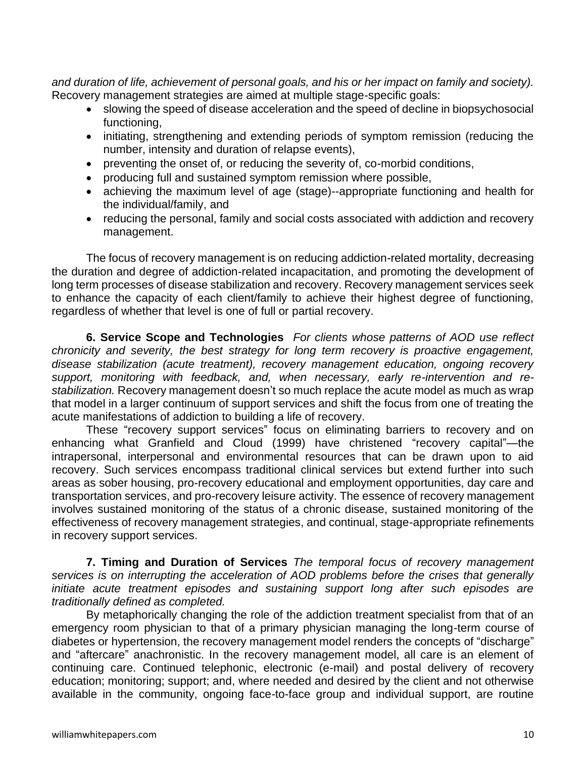*and duration of life, achievement of personal goals, and his or her impact on family and society).* Recovery management strategies are aimed at multiple stage-specific goals:

- slowing the speed of disease acceleration and the speed of decline in biopsychosocial functioning,
- initiating, strengthening and extending periods of symptom remission (reducing the number, intensity and duration of relapse events),
- preventing the onset of, or reducing the severity of, co-morbid conditions,
- producing full and sustained symptom remission where possible,
- achieving the maximum level of age (stage)--appropriate functioning and health for the individual/family, and
- reducing the personal, family and social costs associated with addiction and recovery management.

The focus of recovery management is on reducing addiction-related mortality, decreasing the duration and degree of addiction-related incapacitation, and promoting the development of long term processes of disease stabilization and recovery. Recovery management services seek to enhance the capacity of each client/family to achieve their highest degree of functioning, regardless of whether that level is one of full or partial recovery.

**6. Service Scope and Technologies** *For clients whose patterns of AOD use reflect chronicity and severity, the best strategy for long term recovery is proactive engagement, disease stabilization (acute treatment), recovery management education, ongoing recovery support, monitoring with feedback, and, when necessary, early re-intervention and re-stabilization.* Recovery management doesn't so much replace the acute model as much as wrap that model in a larger continuum of support services and shift the focus from one of treating the acute manifestations of addiction to building a life of recovery.

These "recovery support services" focus on eliminating barriers to recovery and on enhancing what Granfield and Cloud (1999) have christened "recovery capital"—the intrapersonal, interpersonal and environmental resources that can be drawn upon to aid recovery. Such services encompass traditional clinical services but extend further into such areas as sober housing, pro-recovery educational and employment opportunities, day care and transportation services, and pro-recovery leisure activity. The essence of recovery management involves sustained monitoring of the status of a chronic disease, sustained monitoring of the effectiveness of recovery management strategies, and continual, stage-appropriate refinements in recovery support services.

**7. Timing and Duration of Services** *The temporal focus of recovery management services is on interrupting the acceleration of AOD problems before the crises that generally initiate acute treatment episodes and sustaining support long after such episodes are traditionally defined as completed.*

By metaphorically changing the role of the addiction treatment specialist from that of an emergency room physician to that of a primary physician managing the long-term course of diabetes or hypertension, the recovery management model renders the concepts of "discharge" and "aftercare" anachronistic. In the recovery management model, all care is an element of continuing care. Continued telephonic, electronic (e-mail) and postal delivery of recovery education; monitoring; support; and, where needed and desired by the client and not otherwise available in the community, ongoing face-to-face group and individual support, are routine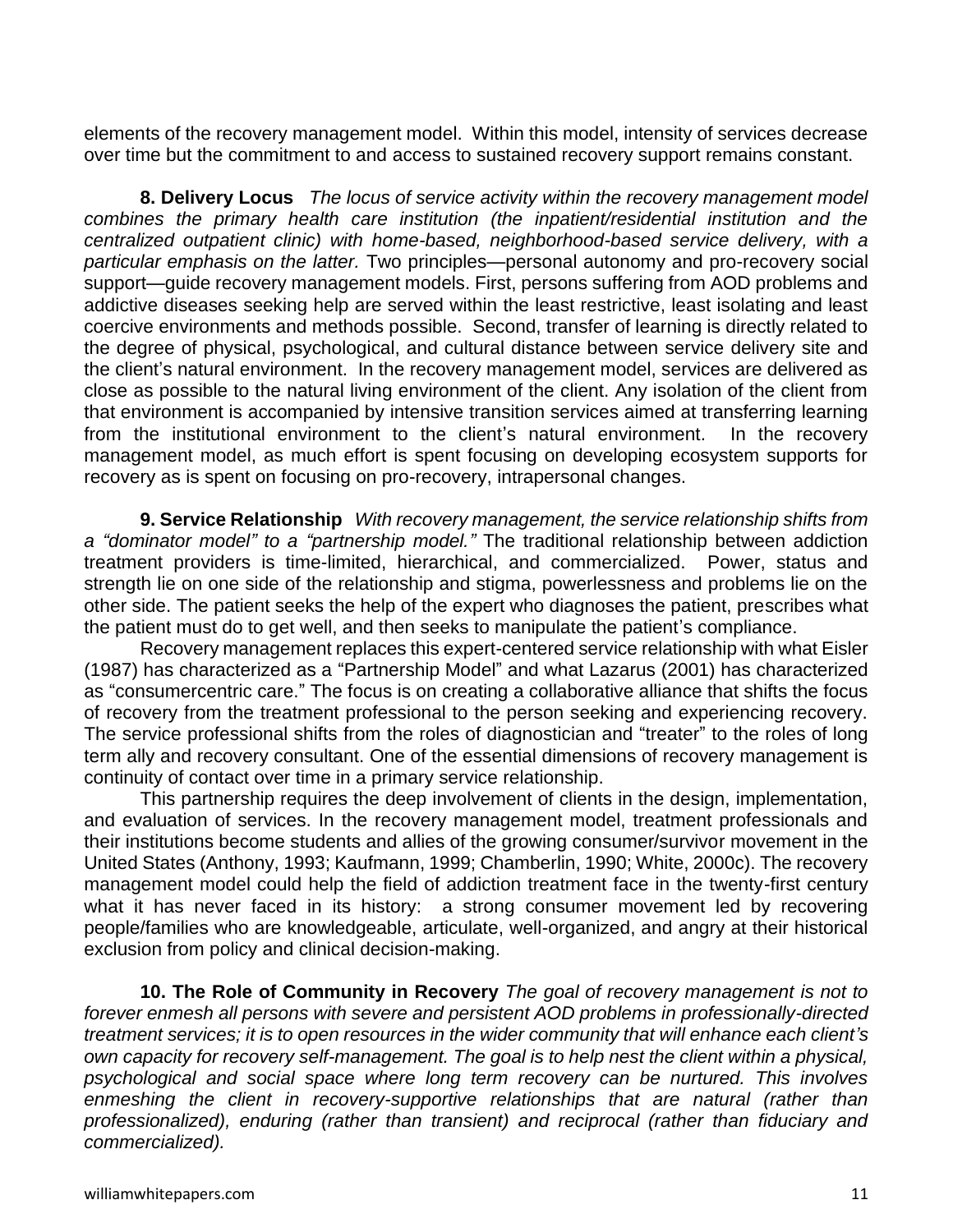elements of the recovery management model. Within this model, intensity of services decrease over time but the commitment to and access to sustained recovery support remains constant.

**8. Delivery Locus** *The locus of service activity within the recovery management model combines the primary health care institution (the inpatient/residential institution and the centralized outpatient clinic) with home-based, neighborhood-based service delivery, with a particular emphasis on the latter.* Two principles—personal autonomy and pro-recovery social support—guide recovery management models. First, persons suffering from AOD problems and addictive diseases seeking help are served within the least restrictive, least isolating and least coercive environments and methods possible. Second, transfer of learning is directly related to the degree of physical, psychological, and cultural distance between service delivery site and the client's natural environment. In the recovery management model, services are delivered as close as possible to the natural living environment of the client. Any isolation of the client from that environment is accompanied by intensive transition services aimed at transferring learning from the institutional environment to the client's natural environment. In the recovery management model, as much effort is spent focusing on developing ecosystem supports for recovery as is spent on focusing on pro-recovery, intrapersonal changes.

**9. Service Relationship** *With recovery management, the service relationship shifts from a "dominator model" to a "partnership model."* The traditional relationship between addiction treatment providers is time-limited, hierarchical, and commercialized. Power, status and strength lie on one side of the relationship and stigma, powerlessness and problems lie on the other side. The patient seeks the help of the expert who diagnoses the patient, prescribes what the patient must do to get well, and then seeks to manipulate the patient's compliance.

Recovery management replaces this expert-centered service relationship with what Eisler (1987) has characterized as a "Partnership Model" and what Lazarus (2001) has characterized as "consumercentric care." The focus is on creating a collaborative alliance that shifts the focus of recovery from the treatment professional to the person seeking and experiencing recovery. The service professional shifts from the roles of diagnostician and "treater" to the roles of long term ally and recovery consultant. One of the essential dimensions of recovery management is continuity of contact over time in a primary service relationship.

This partnership requires the deep involvement of clients in the design, implementation, and evaluation of services. In the recovery management model, treatment professionals and their institutions become students and allies of the growing consumer/survivor movement in the United States (Anthony, 1993; Kaufmann, 1999; Chamberlin, 1990; White, 2000c). The recovery management model could help the field of addiction treatment face in the twenty-first century what it has never faced in its history: a strong consumer movement led by recovering people/families who are knowledgeable, articulate, well-organized, and angry at their historical exclusion from policy and clinical decision-making.

**10. The Role of Community in Recovery** *The goal of recovery management is not to forever enmesh all persons with severe and persistent AOD problems in professionally-directed treatment services; it is to open resources in the wider community that will enhance each client's own capacity for recovery self-management. The goal is to help nest the client within a physical, psychological and social space where long term recovery can be nurtured. This involves enmeshing the client in recovery-supportive relationships that are natural (rather than professionalized), enduring (rather than transient) and reciprocal (rather than fiduciary and commercialized).*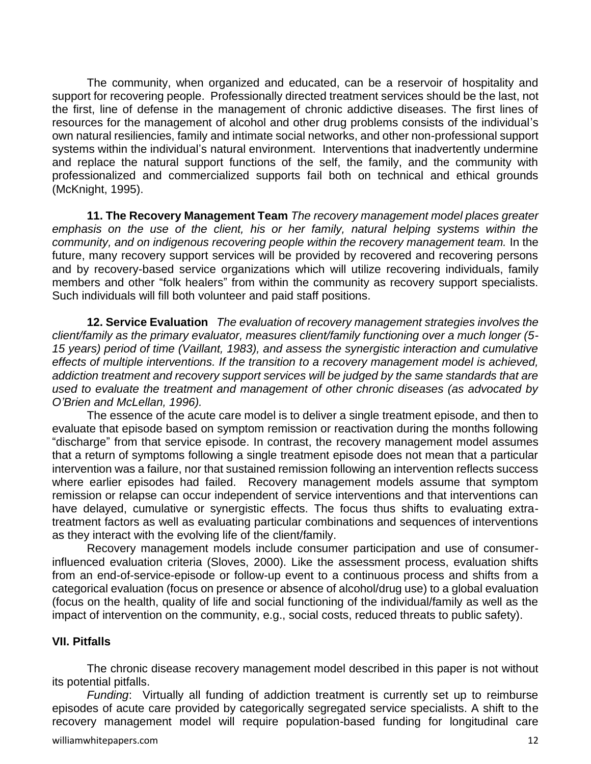The community, when organized and educated, can be a reservoir of hospitality and support for recovering people. Professionally directed treatment services should be the last, not the first, line of defense in the management of chronic addictive diseases. The first lines of resources for the management of alcohol and other drug problems consists of the individual's own natural resiliencies, family and intimate social networks, and other non-professional support systems within the individual's natural environment. Interventions that inadvertently undermine and replace the natural support functions of the self, the family, and the community with professionalized and commercialized supports fail both on technical and ethical grounds (McKnight, 1995).

**11. The Recovery Management Team** *The recovery management model places greater emphasis on the use of the client, his or her family, natural helping systems within the community, and on indigenous recovering people within the recovery management team.* In the future, many recovery support services will be provided by recovered and recovering persons and by recovery-based service organizations which will utilize recovering individuals, family members and other "folk healers" from within the community as recovery support specialists. Such individuals will fill both volunteer and paid staff positions.

**12. Service Evaluation** *The evaluation of recovery management strategies involves the client/family as the primary evaluator, measures client/family functioning over a much longer (5-15 years) period of time (Vaillant, 1983), and assess the synergistic interaction and cumulative effects of multiple interventions. If the transition to a recovery management model is achieved, addiction treatment and recovery support services will be judged by the same standards that are used to evaluate the treatment and management of other chronic diseases (as advocated by O'Brien and McLellan, 1996).*

The essence of the acute care model is to deliver a single treatment episode, and then to evaluate that episode based on symptom remission or reactivation during the months following "discharge" from that service episode. In contrast, the recovery management model assumes that a return of symptoms following a single treatment episode does not mean that a particular intervention was a failure, nor that sustained remission following an intervention reflects success where earlier episodes had failed. Recovery management models assume that symptom remission or relapse can occur independent of service interventions and that interventions can have delayed, cumulative or synergistic effects. The focus thus shifts to evaluating extra-treatment factors as well as evaluating particular combinations and sequences of interventions as they interact with the evolving life of the client/family.

Recovery management models include consumer participation and use of consumer-influenced evaluation criteria (Sloves, 2000). Like the assessment process, evaluation shifts from an end-of-service-episode or follow-up event to a continuous process and shifts from a categorical evaluation (focus on presence or absence of alcohol/drug use) to a global evaluation (focus on the health, quality of life and social functioning of the individual/family as well as the impact of intervention on the community, e.g., social costs, reduced threats to public safety).

## VII. Pitfalls

The chronic disease recovery management model described in this paper is not without its potential pitfalls.

*Funding*: Virtually all funding of addiction treatment is currently set up to reimburse episodes of acute care provided by categorically segregated service specialists. A shift to the recovery management model will require population-based funding for longitudinal care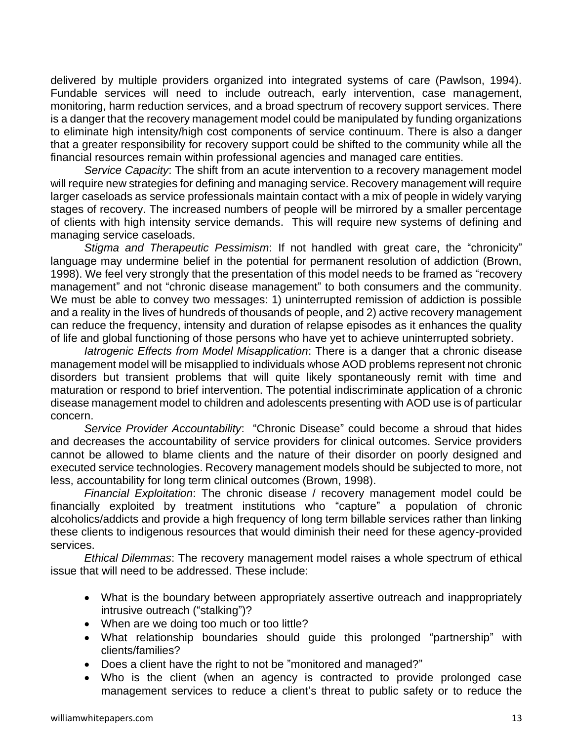delivered by multiple providers organized into integrated systems of care (Pawlson, 1994). Fundable services will need to include outreach, early intervention, case management, monitoring, harm reduction services, and a broad spectrum of recovery support services. There is a danger that the recovery management model could be manipulated by funding organizations to eliminate high intensity/high cost components of service continuum. There is also a danger that a greater responsibility for recovery support could be shifted to the community while all the financial resources remain within professional agencies and managed care entities.

*Service Capacity*: The shift from an acute intervention to a recovery management model will require new strategies for defining and managing service. Recovery management will require larger caseloads as service professionals maintain contact with a mix of people in widely varying stages of recovery. The increased numbers of people will be mirrored by a smaller percentage of clients with high intensity service demands. This will require new systems of defining and managing service caseloads.

*Stigma and Therapeutic Pessimism*: If not handled with great care, the "chronicity" language may undermine belief in the potential for permanent resolution of addiction (Brown, 1998). We feel very strongly that the presentation of this model needs to be framed as "recovery management" and not "chronic disease management" to both consumers and the community. We must be able to convey two messages: 1) uninterrupted remission of addiction is possible and a reality in the lives of hundreds of thousands of people, and 2) active recovery management can reduce the frequency, intensity and duration of relapse episodes as it enhances the quality of life and global functioning of those persons who have yet to achieve uninterrupted sobriety.

*Iatrogenic Effects from Model Misapplication*: There is a danger that a chronic disease management model will be misapplied to individuals whose AOD problems represent not chronic disorders but transient problems that will quite likely spontaneously remit with time and maturation or respond to brief intervention. The potential indiscriminate application of a chronic disease management model to children and adolescents presenting with AOD use is of particular concern.

*Service Provider Accountability*: "Chronic Disease" could become a shroud that hides and decreases the accountability of service providers for clinical outcomes. Service providers cannot be allowed to blame clients and the nature of their disorder on poorly designed and executed service technologies. Recovery management models should be subjected to more, not less, accountability for long term clinical outcomes (Brown, 1998).

*Financial Exploitation*: The chronic disease / recovery management model could be financially exploited by treatment institutions who "capture" a population of chronic alcoholics/addicts and provide a high frequency of long term billable services rather than linking these clients to indigenous resources that would diminish their need for these agency-provided services.

*Ethical Dilemmas*: The recovery management model raises a whole spectrum of ethical issue that will need to be addressed. These include:

- What is the boundary between appropriately assertive outreach and inappropriately intrusive outreach ("stalking")?
- When are we doing too much or too little?
- What relationship boundaries should guide this prolonged "partnership" with clients/families?
- Does a client have the right to not be "monitored and managed?"
- Who is the client (when an agency is contracted to provide prolonged case management services to reduce a client's threat to public safety or to reduce the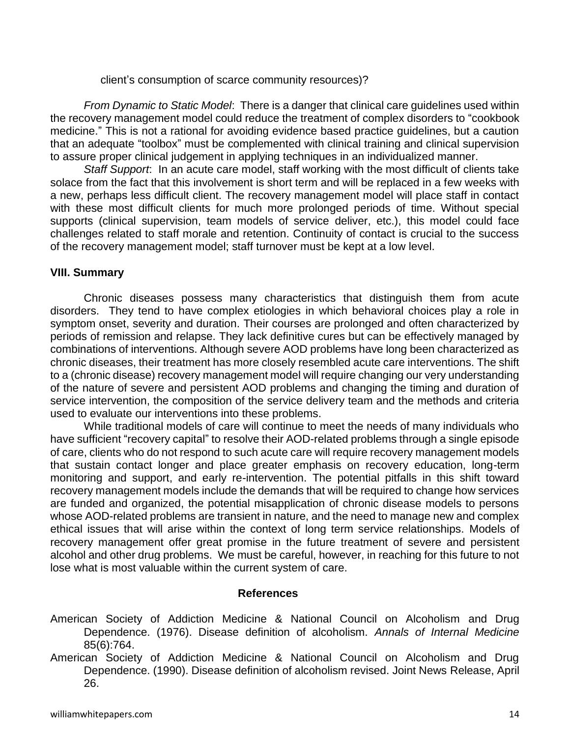client's consumption of scarce community resources)?

*From Dynamic to Static Model*: There is a danger that clinical care guidelines used within the recovery management model could reduce the treatment of complex disorders to "cookbook medicine." This is not a rational for avoiding evidence based practice guidelines, but a caution that an adequate "toolbox" must be complemented with clinical training and clinical supervision to assure proper clinical judgement in applying techniques in an individualized manner.

*Staff Support*: In an acute care model, staff working with the most difficult of clients take solace from the fact that this involvement is short term and will be replaced in a few weeks with a new, perhaps less difficult client. The recovery management model will place staff in contact with these most difficult clients for much more prolonged periods of time. Without special supports (clinical supervision, team models of service deliver, etc.), this model could face challenges related to staff morale and retention. Continuity of contact is crucial to the success of the recovery management model; staff turnover must be kept at a low level.

## VIII. Summary

Chronic diseases possess many characteristics that distinguish them from acute disorders. They tend to have complex etiologies in which behavioral choices play a role in symptom onset, severity and duration. Their courses are prolonged and often characterized by periods of remission and relapse. They lack definitive cures but can be effectively managed by combinations of interventions. Although severe AOD problems have long been characterized as chronic diseases, their treatment has more closely resembled acute care interventions. The shift to a (chronic disease) recovery management model will require changing our very understanding of the nature of severe and persistent AOD problems and changing the timing and duration of service intervention, the composition of the service delivery team and the methods and criteria used to evaluate our interventions into these problems.

While traditional models of care will continue to meet the needs of many individuals who have sufficient "recovery capital" to resolve their AOD-related problems through a single episode of care, clients who do not respond to such acute care will require recovery management models that sustain contact longer and place greater emphasis on recovery education, long-term monitoring and support, and early re-intervention. The potential pitfalls in this shift toward recovery management models include the demands that will be required to change how services are funded and organized, the potential misapplication of chronic disease models to persons whose AOD-related problems are transient in nature, and the need to manage new and complex ethical issues that will arise within the context of long term service relationships. Models of recovery management offer great promise in the future treatment of severe and persistent alcohol and other drug problems. We must be careful, however, in reaching for this future to not lose what is most valuable within the current system of care.

## References

American Society of Addiction Medicine & National Council on Alcoholism and Drug Dependence. (1976). Disease definition of alcoholism. *Annals of Internal Medicine* 85(6):764.

American Society of Addiction Medicine & National Council on Alcoholism and Drug Dependence. (1990). Disease definition of alcoholism revised. Joint News Release, April 26.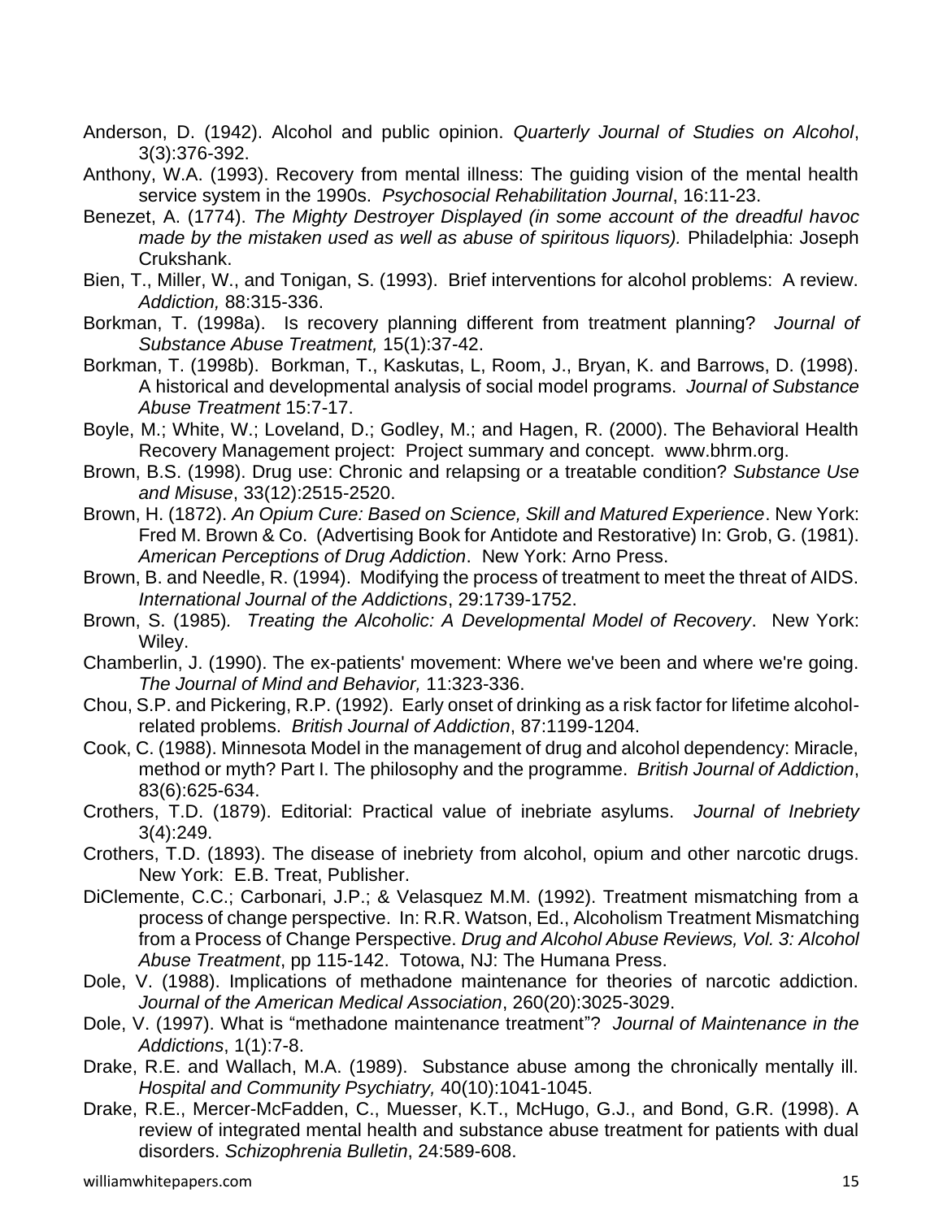Anderson, D. (1942). Alcohol and public opinion. *Quarterly Journal of Studies on Alcohol*, 3(3):376-392.

Anthony, W.A. (1993). Recovery from mental illness: The guiding vision of the mental health service system in the 1990s. *Psychosocial Rehabilitation Journal*, 16:11-23.

Benezet, A. (1774). *The Mighty Destroyer Displayed (in some account of the dreadful havoc made by the mistaken used as well as abuse of spiritous liquors).* Philadelphia: Joseph Crukshank.

Bien, T., Miller, W., and Tonigan, S. (1993). Brief interventions for alcohol problems: A review. *Addiction,* 88:315-336.

Borkman, T. (1998a). Is recovery planning different from treatment planning? *Journal of Substance Abuse Treatment,* 15(1):37-42.

Borkman, T. (1998b). Borkman, T., Kaskutas, L, Room, J., Bryan, K. and Barrows, D. (1998). A historical and developmental analysis of social model programs. *Journal of Substance Abuse Treatment* 15:7-17.

Boyle, M.; White, W.; Loveland, D.; Godley, M.; and Hagen, R. (2000). The Behavioral Health Recovery Management project: Project summary and concept. www.bhrm.org.

Brown, B.S. (1998). Drug use: Chronic and relapsing or a treatable condition? *Substance Use and Misuse*, 33(12):2515-2520.

Brown, H. (1872). *An Opium Cure: Based on Science, Skill and Matured Experience*. New York: Fred M. Brown & Co. (Advertising Book for Antidote and Restorative) In: Grob, G. (1981). *American Perceptions of Drug Addiction*. New York: Arno Press.

Brown, B. and Needle, R. (1994). Modifying the process of treatment to meet the threat of AIDS. *International Journal of the Addictions*, 29:1739-1752.

Brown, S. (1985). *Treating the Alcoholic: A Developmental Model of Recovery*. New York: Wiley.

Chamberlin, J. (1990). The ex-patients' movement: Where we've been and where we're going. *The Journal of Mind and Behavior,* 11:323-336.

Chou, S.P. and Pickering, R.P. (1992). Early onset of drinking as a risk factor for lifetime alcohol-related problems. *British Journal of Addiction*, 87:1199-1204.

Cook, C. (1988). Minnesota Model in the management of drug and alcohol dependency: Miracle, method or myth? Part I. The philosophy and the programme. *British Journal of Addiction*, 83(6):625-634.

Crothers, T.D. (1879). Editorial: Practical value of inebriate asylums. *Journal of Inebriety* 3(4):249.

Crothers, T.D. (1893). The disease of inebriety from alcohol, opium and other narcotic drugs. New York: E.B. Treat, Publisher.

DiClemente, C.C.; Carbonari, J.P.; & Velasquez M.M. (1992). Treatment mismatching from a process of change perspective. In: R.R. Watson, Ed., Alcoholism Treatment Mismatching from a Process of Change Perspective. *Drug and Alcohol Abuse Reviews, Vol. 3: Alcohol Abuse Treatment*, pp 115-142. Totowa, NJ: The Humana Press.

Dole, V. (1988). Implications of methadone maintenance for theories of narcotic addiction. *Journal of the American Medical Association*, 260(20):3025-3029.

Dole, V. (1997). What is "methadone maintenance treatment"? *Journal of Maintenance in the Addictions*, 1(1):7-8.

Drake, R.E. and Wallach, M.A. (1989). Substance abuse among the chronically mentally ill. *Hospital and Community Psychiatry,* 40(10):1041-1045.

Drake, R.E., Mercer-McFadden, C., Muesser, K.T., McHugo, G.J., and Bond, G.R. (1998). A review of integrated mental health and substance abuse treatment for patients with dual disorders. *Schizophrenia Bulletin*, 24:589-608.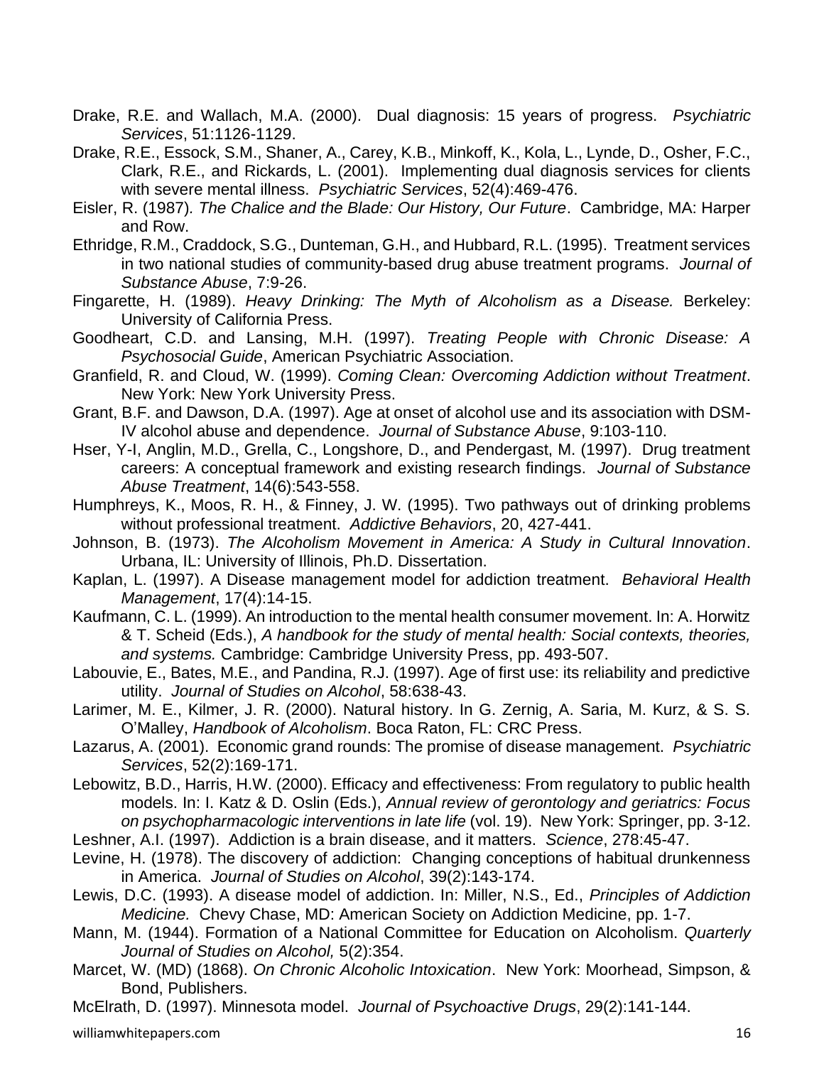Drake, R.E. and Wallach, M.A. (2000). Dual diagnosis: 15 years of progress. *Psychiatric Services*, 51:1126-1129.

Drake, R.E., Essock, S.M., Shaner, A., Carey, K.B., Minkoff, K., Kola, L., Lynde, D., Osher, F.C., Clark, R.E., and Rickards, L. (2001). Implementing dual diagnosis services for clients with severe mental illness. *Psychiatric Services*, 52(4):469-476.

Eisler, R. (1987). *The Chalice and the Blade: Our History, Our Future*. Cambridge, MA: Harper and Row.

Ethridge, R.M., Craddock, S.G., Dunteman, G.H., and Hubbard, R.L. (1995). Treatment services in two national studies of community-based drug abuse treatment programs. *Journal of Substance Abuse*, 7:9-26.

Fingarette, H. (1989). *Heavy Drinking: The Myth of Alcoholism as a Disease.* Berkeley: University of California Press.

Goodheart, C.D. and Lansing, M.H. (1997). *Treating People with Chronic Disease: A Psychosocial Guide*, American Psychiatric Association.

Granfield, R. and Cloud, W. (1999). *Coming Clean: Overcoming Addiction without Treatment*. New York: New York University Press.

Grant, B.F. and Dawson, D.A. (1997). Age at onset of alcohol use and its association with DSM-IV alcohol abuse and dependence. *Journal of Substance Abuse*, 9:103-110.

Hser, Y-I, Anglin, M.D., Grella, C., Longshore, D., and Pendergast, M. (1997). Drug treatment careers: A conceptual framework and existing research findings. *Journal of Substance Abuse Treatment*, 14(6):543-558.

Humphreys, K., Moos, R. H., & Finney, J. W. (1995). Two pathways out of drinking problems without professional treatment. *Addictive Behaviors*, 20, 427-441.

Johnson, B. (1973). *The Alcoholism Movement in America: A Study in Cultural Innovation*. Urbana, IL: University of Illinois, Ph.D. Dissertation.

Kaplan, L. (1997). A Disease management model for addiction treatment. *Behavioral Health Management*, 17(4):14-15.

Kaufmann, C. L. (1999). An introduction to the mental health consumer movement. In: A. Horwitz & T. Scheid (Eds.), *A handbook for the study of mental health: Social contexts, theories, and systems.* Cambridge: Cambridge University Press, pp. 493-507.

Labouvie, E., Bates, M.E., and Pandina, R.J. (1997). Age of first use: its reliability and predictive utility. *Journal of Studies on Alcohol*, 58:638-43.

Larimer, M. E., Kilmer, J. R. (2000). Natural history. In G. Zernig, A. Saria, M. Kurz, & S. S. O'Malley, *Handbook of Alcoholism*. Boca Raton, FL: CRC Press.

Lazarus, A. (2001). Economic grand rounds: The promise of disease management. *Psychiatric Services*, 52(2):169-171.

Lebowitz, B.D., Harris, H.W. (2000). Efficacy and effectiveness: From regulatory to public health models. In: I. Katz & D. Oslin (Eds.), *Annual review of gerontology and geriatrics: Focus on psychopharmacologic interventions in late life* (vol. 19). New York: Springer, pp. 3-12.

Leshner, A.I. (1997). Addiction is a brain disease, and it matters. *Science*, 278:45-47.

Levine, H. (1978). The discovery of addiction: Changing conceptions of habitual drunkenness in America. *Journal of Studies on Alcohol*, 39(2):143-174.

Lewis, D.C. (1993). A disease model of addiction. In: Miller, N.S., Ed., *Principles of Addiction Medicine.* Chevy Chase, MD: American Society on Addiction Medicine, pp. 1-7.

Mann, M. (1944). Formation of a National Committee for Education on Alcoholism. *Quarterly Journal of Studies on Alcohol,* 5(2):354.

Marcet, W. (MD) (1868). *On Chronic Alcoholic Intoxication*. New York: Moorhead, Simpson, & Bond, Publishers.

McElrath, D. (1997). Minnesota model. *Journal of Psychoactive Drugs*, 29(2):141-144.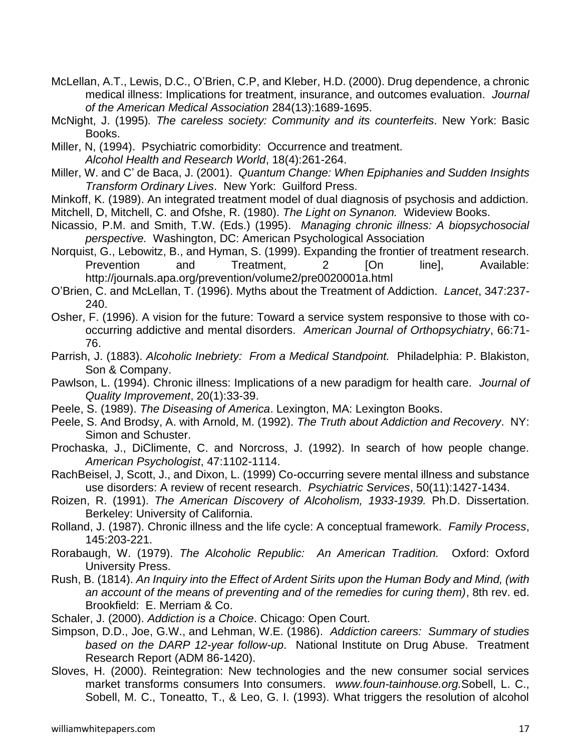McLellan, A.T., Lewis, D.C., O'Brien, C.P, and Kleber, H.D. (2000). Drug dependence, a chronic medical illness: Implications for treatment, insurance, and outcomes evaluation. *Journal of the American Medical Association* 284(13):1689-1695.

McNight, J. (1995). *The careless society: Community and its counterfeits*. New York: Basic Books.

Miller, N, (1994). Psychiatric comorbidity: Occurrence and treatment. *Alcohol Health and Research World*, 18(4):261-264.

Miller, W. and C' de Baca, J. (2001). *Quantum Change: When Epiphanies and Sudden Insights Transform Ordinary Lives*. New York: Guilford Press.

Minkoff, K. (1989). An integrated treatment model of dual diagnosis of psychosis and addiction.

Mitchell, D, Mitchell, C. and Ofshe, R. (1980). *The Light on Synanon.* Wideview Books.

Nicassio, P.M. and Smith, T.W. (Eds.) (1995). *Managing chronic illness: A biopsychosocial perspective.* Washington, DC: American Psychological Association

Norquist, G., Lebowitz, B., and Hyman, S. (1999). Expanding the frontier of treatment research. Prevention and Treatment, 2 [On line], Available: http://journals.apa.org/prevention/volume2/pre0020001a.html

O'Brien, C. and McLellan, T. (1996). Myths about the Treatment of Addiction. *Lancet*, 347:237-240.

Osher, F. (1996). A vision for the future: Toward a service system responsive to those with co-occurring addictive and mental disorders. *American Journal of Orthopsychiatry*, 66:71-76.

Parrish, J. (1883). *Alcoholic Inebriety: From a Medical Standpoint.* Philadelphia: P. Blakiston, Son & Company.

Pawlson, L. (1994). Chronic illness: Implications of a new paradigm for health care. *Journal of Quality Improvement*, 20(1):33-39.

Peele, S. (1989). *The Diseasing of America*. Lexington, MA: Lexington Books.

Peele, S. And Brodsy, A. with Arnold, M. (1992). *The Truth about Addiction and Recovery*. NY: Simon and Schuster.

Prochaska, J., DiClimente, C. and Norcross, J. (1992). In search of how people change. *American Psychologist*, 47:1102-1114.

RachBeisel, J, Scott, J., and Dixon, L. (1999) Co-occurring severe mental illness and substance use disorders: A review of recent research. *Psychiatric Services*, 50(11):1427-1434.

Roizen, R. (1991). *The American Discovery of Alcoholism, 1933-1939.* Ph.D. Dissertation. Berkeley: University of California.

Rolland, J. (1987). Chronic illness and the life cycle: A conceptual framework. *Family Process*, 145:203-221.

Rorabaugh, W. (1979). *The Alcoholic Republic: An American Tradition.* Oxford: Oxford University Press.

Rush, B. (1814). *An Inquiry into the Effect of Ardent Sirits upon the Human Body and Mind, (with an account of the means of preventing and of the remedies for curing them)*, 8th rev. ed. Brookfield: E. Merriam & Co.

Schaler, J. (2000). *Addiction is a Choice*. Chicago: Open Court.

Simpson, D.D., Joe, G.W., and Lehman, W.E. (1986). *Addiction careers: Summary of studies based on the DARP 12-year follow-up*. National Institute on Drug Abuse. Treatment Research Report (ADM 86-1420).

Sloves, H. (2000). Reintegration: New technologies and the new consumer social services market transforms consumers Into consumers. *www.foun-tainhouse.org.*Sobell, L. C., Sobell, M. C., Toneatto, T., & Leo, G. I. (1993). What triggers the resolution of alcohol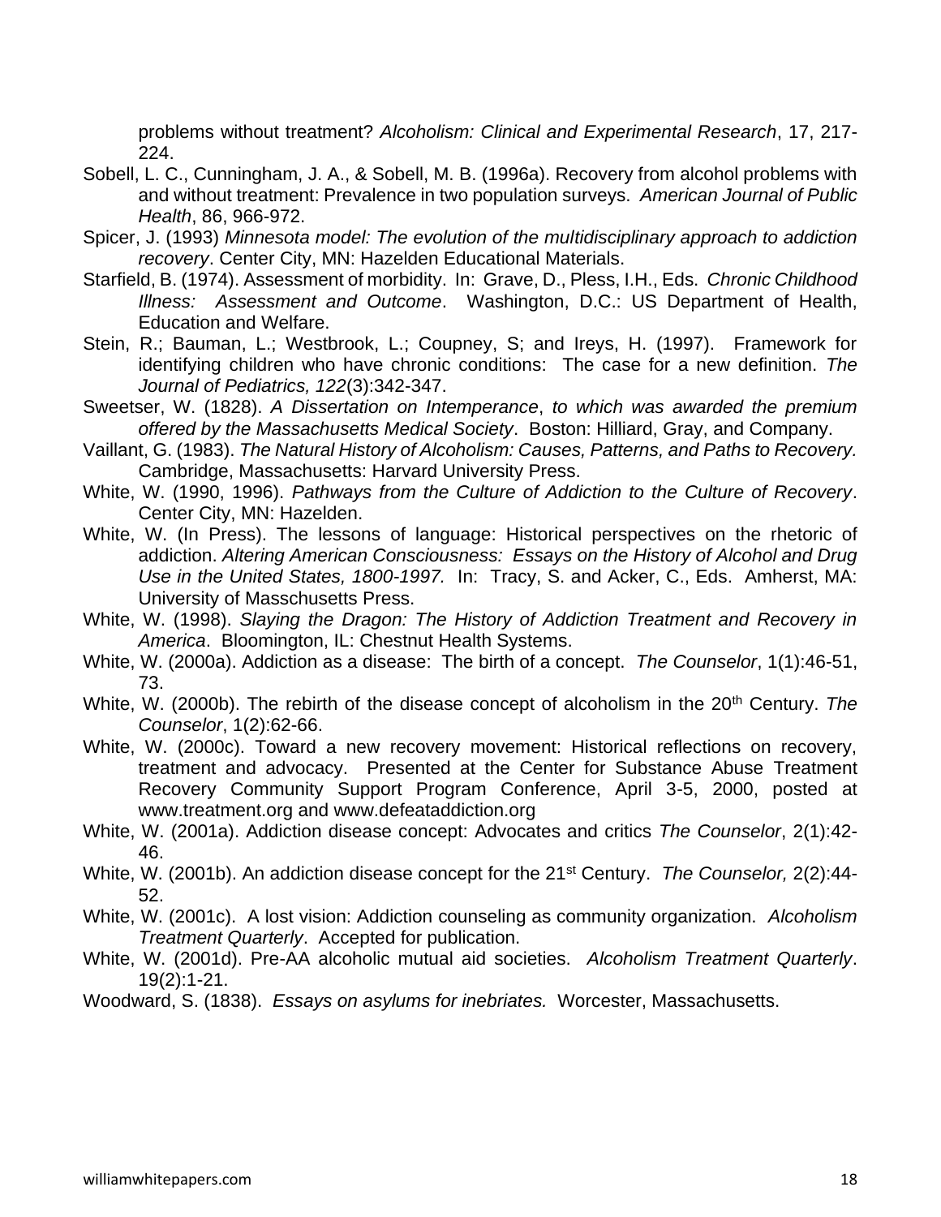problems without treatment? *Alcoholism: Clinical and Experimental Research*, 17, 217-224.

Sobell, L. C., Cunningham, J. A., & Sobell, M. B. (1996a). Recovery from alcohol problems with and without treatment: Prevalence in two population surveys. *American Journal of Public Health*, 86, 966-972.

Spicer, J. (1993) *Minnesota model: The evolution of the multidisciplinary approach to addiction recovery*. Center City, MN: Hazelden Educational Materials.

Starfield, B. (1974). Assessment of morbidity. In: Grave, D., Pless, I.H., Eds. *Chronic Childhood Illness: Assessment and Outcome*. Washington, D.C.: US Department of Health, Education and Welfare.

Stein, R.; Bauman, L.; Westbrook, L.; Coupney, S; and Ireys, H. (1997). Framework for identifying children who have chronic conditions: The case for a new definition. *The Journal of Pediatrics, 122*(3):342-347.

Sweetser, W. (1828). *A Dissertation on Intemperance*, *to which was awarded the premium offered by the Massachusetts Medical Society*. Boston: Hilliard, Gray, and Company.

Vaillant, G. (1983). *The Natural History of Alcoholism: Causes, Patterns, and Paths to Recovery.* Cambridge, Massachusetts: Harvard University Press.

White, W. (1990, 1996). *Pathways from the Culture of Addiction to the Culture of Recovery*. Center City, MN: Hazelden.

White, W. (In Press). The lessons of language: Historical perspectives on the rhetoric of addiction. *Altering American Consciousness: Essays on the History of Alcohol and Drug Use in the United States, 1800-1997.* In: Tracy, S. and Acker, C., Eds. Amherst, MA: University of Masschusetts Press.

White, W. (1998). *Slaying the Dragon: The History of Addiction Treatment and Recovery in America*. Bloomington, IL: Chestnut Health Systems.

White, W. (2000a). Addiction as a disease: The birth of a concept. *The Counselor*, 1(1):46-51, 73.

White, W. (2000b). The rebirth of the disease concept of alcoholism in the 20th Century. *The Counselor*, 1(2):62-66.

White, W. (2000c). Toward a new recovery movement: Historical reflections on recovery, treatment and advocacy. Presented at the Center for Substance Abuse Treatment Recovery Community Support Program Conference, April 3-5, 2000, posted at www.treatment.org and www.defeataddiction.org

White, W. (2001a). Addiction disease concept: Advocates and critics *The Counselor*, 2(1):42-46.

White, W. (2001b). An addiction disease concept for the 21st Century. *The Counselor,* 2(2):44-52.

White, W. (2001c). A lost vision: Addiction counseling as community organization. *Alcoholism Treatment Quarterly*. Accepted for publication.

White, W. (2001d). Pre-AA alcoholic mutual aid societies. *Alcoholism Treatment Quarterly*. 19(2):1-21.

Woodward, S. (1838). *Essays on asylums for inebriates.* Worcester, Massachusetts.